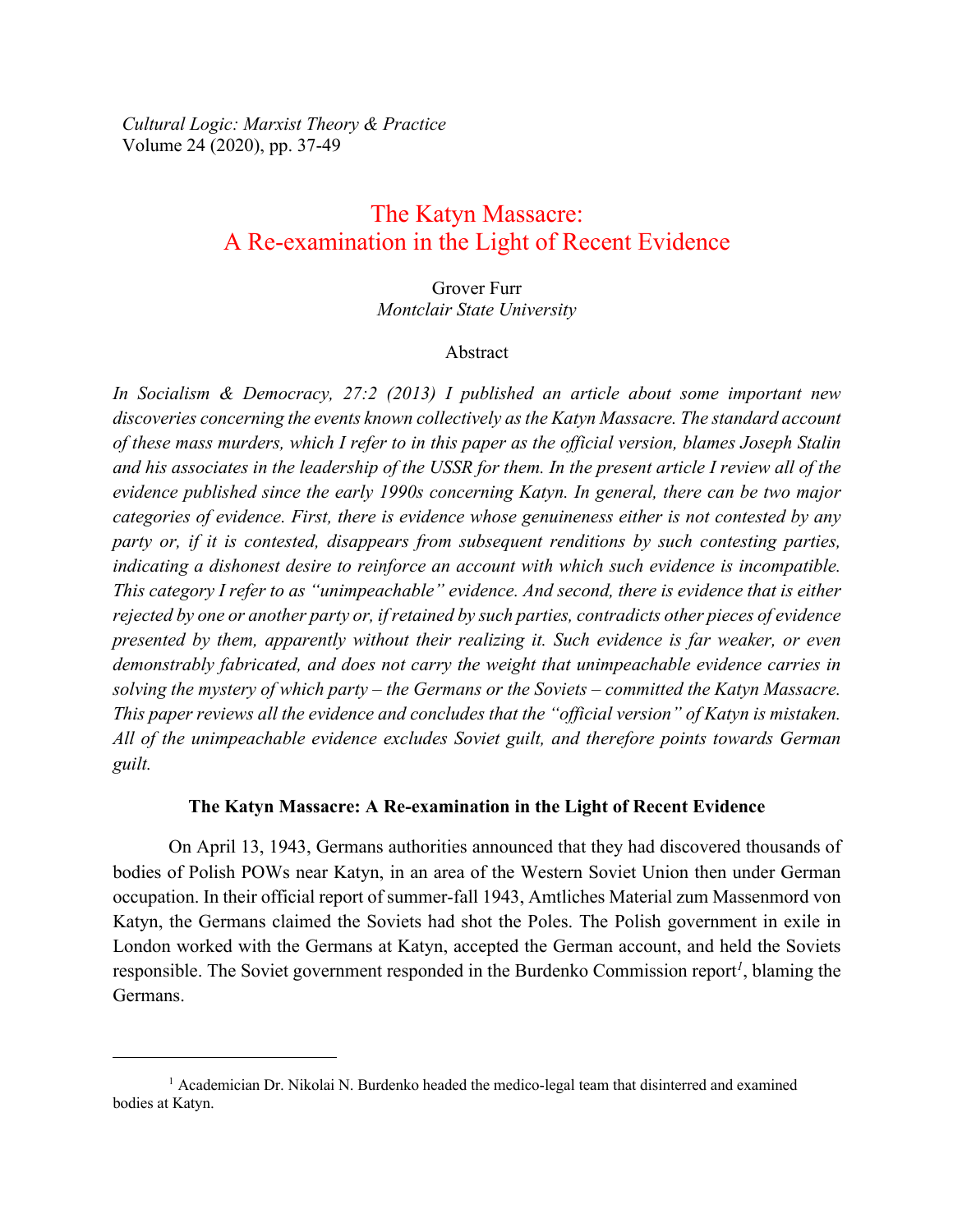*Cultural Logic: Marxist Theory & Practice*
Volume 24 (2020), pp. 37-49

# The Katyn Massacre: A Re-examination in the Light of Recent Evidence

Grover Furr
*Montclair State University*

Abstract

*In Socialism & Democracy, 27:2 (2013) I published an article about some important new discoveries concerning the events known collectively as the Katyn Massacre. The standard account of these mass murders, which I refer to in this paper as the official version, blames Joseph Stalin and his associates in the leadership of the USSR for them. In the present article I review all of the evidence published since the early 1990s concerning Katyn. In general, there can be two major categories of evidence. First, there is evidence whose genuineness either is not contested by any party or, if it is contested, disappears from subsequent renditions by such contesting parties, indicating a dishonest desire to reinforce an account with which such evidence is incompatible. This category I refer to as "unimpeachable" evidence. And second, there is evidence that is either rejected by one or another party or, if retained by such parties, contradicts other pieces of evidence presented by them, apparently without their realizing it. Such evidence is far weaker, or even demonstrably fabricated, and does not carry the weight that unimpeachable evidence carries in solving the mystery of which party – the Germans or the Soviets – committed the Katyn Massacre. This paper reviews all the evidence and concludes that the "official version" of Katyn is mistaken. All of the unimpeachable evidence excludes Soviet guilt, and therefore points towards German guilt.*

## The Katyn Massacre: A Re-examination in the Light of Recent Evidence

On April 13, 1943, Germans authorities announced that they had discovered thousands of bodies of Polish POWs near Katyn, in an area of the Western Soviet Union then under German occupation. In their official report of summer-fall 1943, Amtliches Material zum Massenmord von Katyn, the Germans claimed the Soviets had shot the Poles. The Polish government in exile in London worked with the Germans at Katyn, accepted the German account, and held the Soviets responsible. The Soviet government responded in the Burdenko Commission report[1], blaming the Germans.

[1] Academician Dr. Nikolai N. Burdenko headed the medico-legal team that disinterred and examined bodies at Katyn.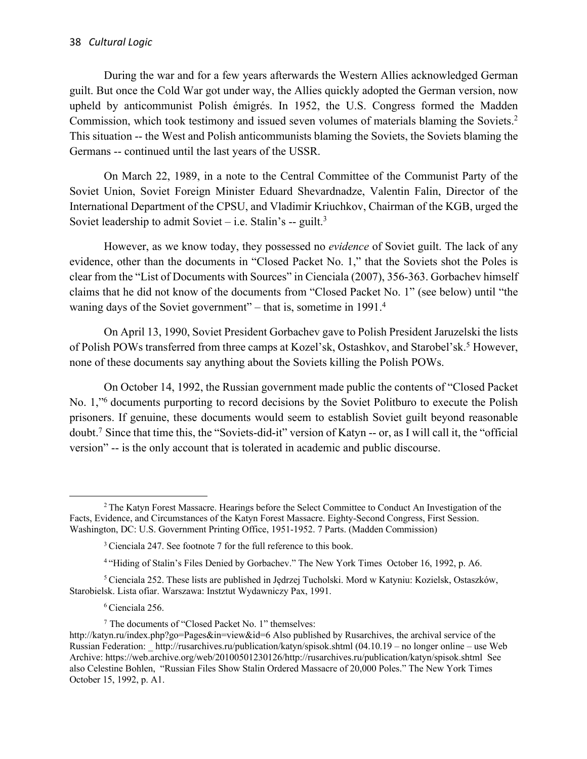During the war and for a few years afterwards the Western Allies acknowledged German guilt. But once the Cold War got under way, the Allies quickly adopted the German version, now upheld by anticommunist Polish émigrés. In 1952, the U.S. Congress formed the Madden Commission, which took testimony and issued seven volumes of materials blaming the Soviets.[2] This situation -- the West and Polish anticommunists blaming the Soviets, the Soviets blaming the Germans -- continued until the last years of the USSR.

On March 22, 1989, in a note to the Central Committee of the Communist Party of the Soviet Union, Soviet Foreign Minister Eduard Shevardnadze, Valentin Falin, Director of the International Department of the CPSU, and Vladimir Kriuchkov, Chairman of the KGB, urged the Soviet leadership to admit Soviet – i.e. Stalin's -- guilt.[3]

However, as we know today, they possessed no *evidence* of Soviet guilt. The lack of any evidence, other than the documents in "Closed Packet No. 1," that the Soviets shot the Poles is clear from the "List of Documents with Sources" in Cienciala (2007), 356-363. Gorbachev himself claims that he did not know of the documents from "Closed Packet No. 1" (see below) until "the waning days of the Soviet government" – that is, sometime in 1991.[4]

On April 13, 1990, Soviet President Gorbachev gave to Polish President Jaruzelski the lists of Polish POWs transferred from three camps at Kozel'sk, Ostashkov, and Starobel'sk.[5] However, none of these documents say anything about the Soviets killing the Polish POWs.

On October 14, 1992, the Russian government made public the contents of "Closed Packet No. 1,"[6] documents purporting to record decisions by the Soviet Politburo to execute the Polish prisoners. If genuine, these documents would seem to establish Soviet guilt beyond reasonable doubt.[7] Since that time this, the "Soviets-did-it" version of Katyn -- or, as I will call it, the "official version" -- is the only account that is tolerated in academic and public discourse.

---

[2] The Katyn Forest Massacre. Hearings before the Select Committee to Conduct An Investigation of the Facts, Evidence, and Circumstances of the Katyn Forest Massacre. Eighty-Second Congress, First Session. Washington, DC: U.S. Government Printing Office, 1951-1952. 7 Parts. (Madden Commission)

[3] Cienciala 247. See footnote 7 for the full reference to this book.

[4] "Hiding of Stalin's Files Denied by Gorbachev." The New York Times October 16, 1992, p. A6.

[5] Cienciala 252. These lists are published in Jędrzej Tucholski. Mord w Katyniu: Kozielsk, Ostaszków, Starobielsk. Lista ofiar. Warszawa: Instztut Wydawniczy Pax, 1991.

[6] Cienciala 256.

[7] The documents of "Closed Packet No. 1" themselves: http://katyn.ru/index.php?go=Pages&in=view&id=6 Also published by Rusarchives, the archival service of the Russian Federation: _ http://rusarchives.ru/publication/katyn/spisok.shtml (04.10.19 – no longer online – use Web Archive: https://web.archive.org/web/20100501230126/http://rusarchives.ru/publication/katyn/spisok.shtml See also Celestine Bohlen, "Russian Files Show Stalin Ordered Massacre of 20,000 Poles." The New York Times October 15, 1992, p. A1.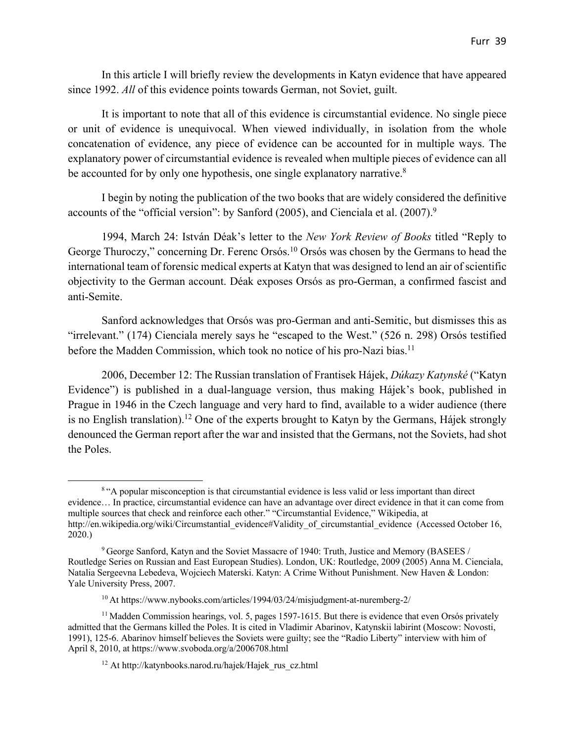In this article I will briefly review the developments in Katyn evidence that have appeared since 1992. *All* of this evidence points towards German, not Soviet, guilt.

It is important to note that all of this evidence is circumstantial evidence. No single piece or unit of evidence is unequivocal. When viewed individually, in isolation from the whole concatenation of evidence, any piece of evidence can be accounted for in multiple ways. The explanatory power of circumstantial evidence is revealed when multiple pieces of evidence can all be accounted for by only one hypothesis, one single explanatory narrative.[8]

I begin by noting the publication of the two books that are widely considered the definitive accounts of the "official version": by Sanford (2005), and Cienciala et al. (2007).[9]

1994, March 24: István Déak's letter to the *New York Review of Books* titled "Reply to George Thuroczy," concerning Dr. Ferenc Orsós.[10] Orsós was chosen by the Germans to head the international team of forensic medical experts at Katyn that was designed to lend an air of scientific objectivity to the German account. Déak exposes Orsós as pro-German, a confirmed fascist and anti-Semite.

Sanford acknowledges that Orsós was pro-German and anti-Semitic, but dismisses this as "irrelevant." (174) Cienciala merely says he "escaped to the West." (526 n. 298) Orsós testified before the Madden Commission, which took no notice of his pro-Nazi bias.[11]

2006, December 12: The Russian translation of Frantisek Hájek, *Dúkazy Katynské* ("Katyn Evidence") is published in a dual-language version, thus making Hájek's book, published in Prague in 1946 in the Czech language and very hard to find, available to a wider audience (there is no English translation).[12] One of the experts brought to Katyn by the Germans, Hájek strongly denounced the German report after the war and insisted that the Germans, not the Soviets, had shot the Poles.

---

[8] "A popular misconception is that circumstantial evidence is less valid or less important than direct evidence… In practice, circumstantial evidence can have an advantage over direct evidence in that it can come from multiple sources that check and reinforce each other." "Circumstantial Evidence," Wikipedia, at http://en.wikipedia.org/wiki/Circumstantial_evidence#Validity_of_circumstantial_evidence (Accessed October 16, 2020.)

[9] George Sanford, Katyn and the Soviet Massacre of 1940: Truth, Justice and Memory (BASEES / Routledge Series on Russian and East European Studies). London, UK: Routledge, 2009 (2005) Anna M. Cienciala, Natalia Sergeevna Lebedeva, Wojciech Materski. Katyn: A Crime Without Punishment. New Haven & London: Yale University Press, 2007.

[10] At https://www.nybooks.com/articles/1994/03/24/misjudgment-at-nuremberg-2/

[11] Madden Commission hearings, vol. 5, pages 1597-1615. But there is evidence that even Orsós privately admitted that the Germans killed the Poles. It is cited in Vladimir Abarinov, Katynskii labirint (Moscow: Novosti, 1991), 125-6. Abarinov himself believes the Soviets were guilty; see the "Radio Liberty" interview with him of April 8, 2010, at https://www.svoboda.org/a/2006708.html

[12] At http://katynbooks.narod.ru/hajek/Hajek_rus_cz.html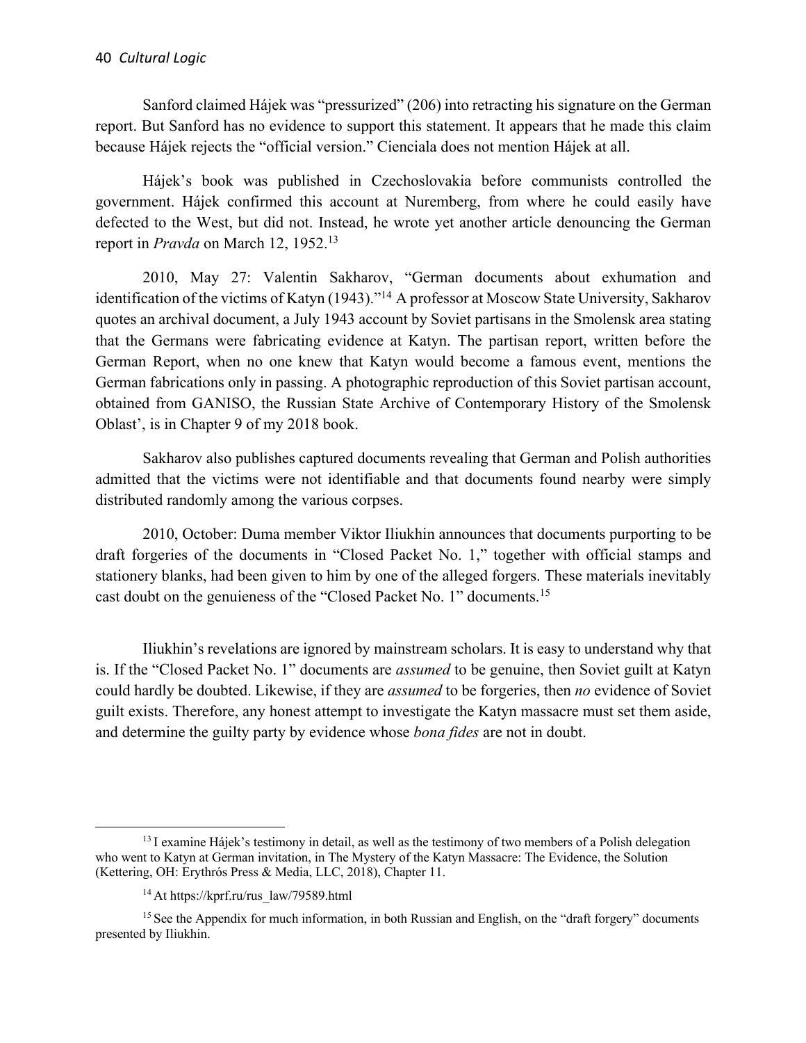Sanford claimed Hájek was "pressurized" (206) into retracting his signature on the German report. But Sanford has no evidence to support this statement. It appears that he made this claim because Hájek rejects the "official version." Cienciala does not mention Hájek at all.

Hájek's book was published in Czechoslovakia before communists controlled the government. Hájek confirmed this account at Nuremberg, from where he could easily have defected to the West, but did not. Instead, he wrote yet another article denouncing the German report in *Pravda* on March 12, 1952.[13]

2010, May 27: Valentin Sakharov, "German documents about exhumation and identification of the victims of Katyn (1943)."[14] A professor at Moscow State University, Sakharov quotes an archival document, a July 1943 account by Soviet partisans in the Smolensk area stating that the Germans were fabricating evidence at Katyn. The partisan report, written before the German Report, when no one knew that Katyn would become a famous event, mentions the German fabrications only in passing. A photographic reproduction of this Soviet partisan account, obtained from GANISO, the Russian State Archive of Contemporary History of the Smolensk Oblast', is in Chapter 9 of my 2018 book.

Sakharov also publishes captured documents revealing that German and Polish authorities admitted that the victims were not identifiable and that documents found nearby were simply distributed randomly among the various corpses.

2010, October: Duma member Viktor Iliukhin announces that documents purporting to be draft forgeries of the documents in "Closed Packet No. 1," together with official stamps and stationery blanks, had been given to him by one of the alleged forgers. These materials inevitably cast doubt on the genuieness of the "Closed Packet No. 1" documents.[15]

Iliukhin's revelations are ignored by mainstream scholars. It is easy to understand why that is. If the "Closed Packet No. 1" documents are *assumed* to be genuine, then Soviet guilt at Katyn could hardly be doubted. Likewise, if they are *assumed* to be forgeries, then *no* evidence of Soviet guilt exists. Therefore, any honest attempt to investigate the Katyn massacre must set them aside, and determine the guilty party by evidence whose *bona fides* are not in doubt.

---

[13] I examine Hájek's testimony in detail, as well as the testimony of two members of a Polish delegation who went to Katyn at German invitation, in The Mystery of the Katyn Massacre: The Evidence, the Solution (Kettering, OH: Erythrós Press & Media, LLC, 2018), Chapter 11.

[14] At https://kprf.ru/rus_law/79589.html

[15] See the Appendix for much information, in both Russian and English, on the "draft forgery" documents presented by Iliukhin.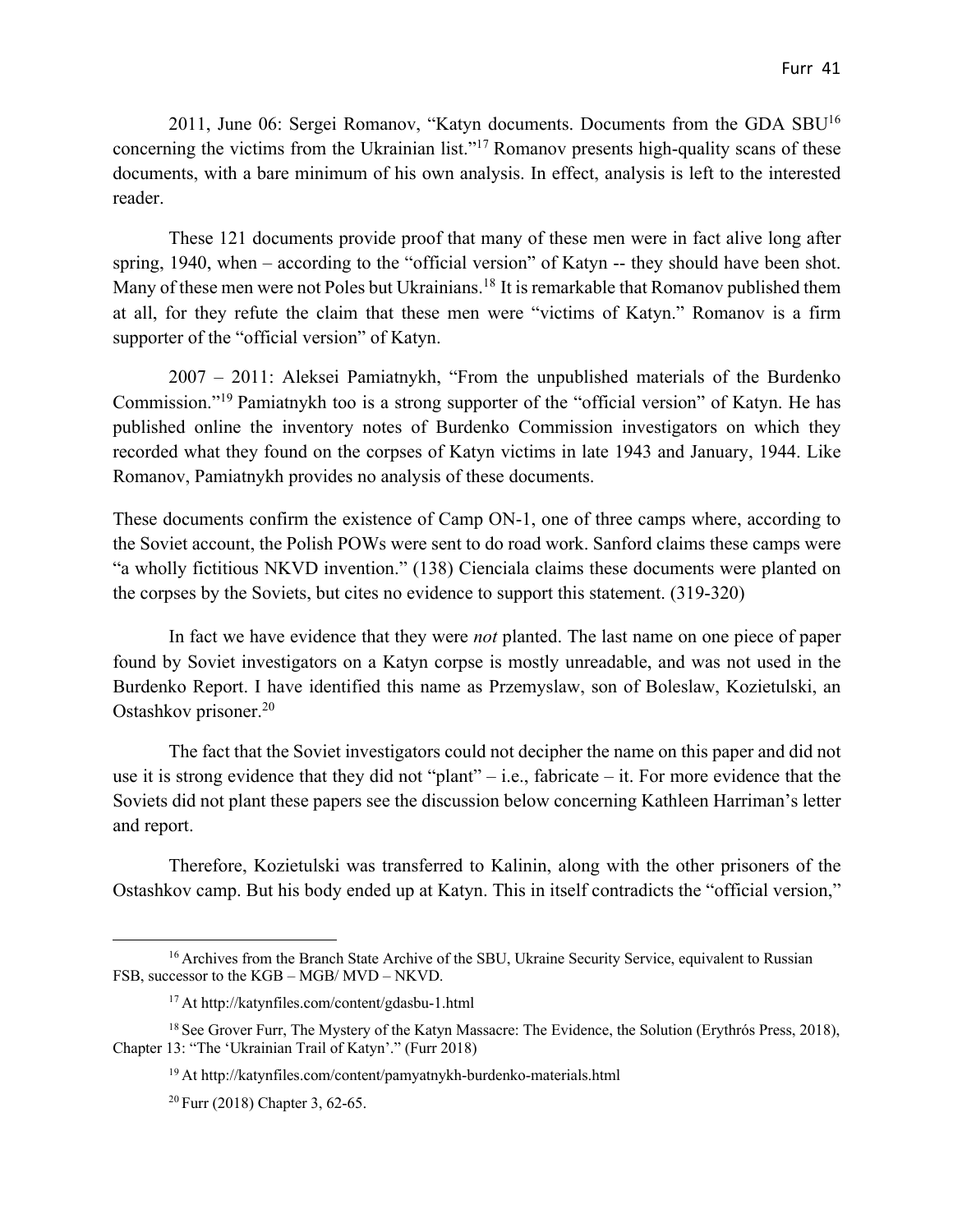2011, June 06: Sergei Romanov, "Katyn documents. Documents from the GDA SBU[16] concerning the victims from the Ukrainian list."[17] Romanov presents high-quality scans of these documents, with a bare minimum of his own analysis. In effect, analysis is left to the interested reader.

These 121 documents provide proof that many of these men were in fact alive long after spring, 1940, when – according to the "official version" of Katyn -- they should have been shot. Many of these men were not Poles but Ukrainians.[18] It is remarkable that Romanov published them at all, for they refute the claim that these men were "victims of Katyn." Romanov is a firm supporter of the "official version" of Katyn.

2007 – 2011: Aleksei Pamiatnykh, "From the unpublished materials of the Burdenko Commission."[19] Pamiatnykh too is a strong supporter of the "official version" of Katyn. He has published online the inventory notes of Burdenko Commission investigators on which they recorded what they found on the corpses of Katyn victims in late 1943 and January, 1944. Like Romanov, Pamiatnykh provides no analysis of these documents.

These documents confirm the existence of Camp ON-1, one of three camps where, according to the Soviet account, the Polish POWs were sent to do road work. Sanford claims these camps were "a wholly fictitious NKVD invention." (138) Cienciala claims these documents were planted on the corpses by the Soviets, but cites no evidence to support this statement. (319-320)

In fact we have evidence that they were *not* planted. The last name on one piece of paper found by Soviet investigators on a Katyn corpse is mostly unreadable, and was not used in the Burdenko Report. I have identified this name as Przemyslaw, son of Boleslaw, Kozietulski, an Ostashkov prisoner.[20]

The fact that the Soviet investigators could not decipher the name on this paper and did not use it is strong evidence that they did not "plant" – i.e., fabricate – it. For more evidence that the Soviets did not plant these papers see the discussion below concerning Kathleen Harriman's letter and report.

Therefore, Kozietulski was transferred to Kalinin, along with the other prisoners of the Ostashkov camp. But his body ended up at Katyn. This in itself contradicts the "official version,"

---

[16] Archives from the Branch State Archive of the SBU, Ukraine Security Service, equivalent to Russian FSB, successor to the KGB – MGB/ MVD – NKVD.

[17] At http://katynfiles.com/content/gdasbu-1.html

[18] See Grover Furr, The Mystery of the Katyn Massacre: The Evidence, the Solution (Erythrós Press, 2018), Chapter 13: "The 'Ukrainian Trail of Katyn'." (Furr 2018)

[19] At http://katynfiles.com/content/pamyatnykh-burdenko-materials.html

[20] Furr (2018) Chapter 3, 62-65.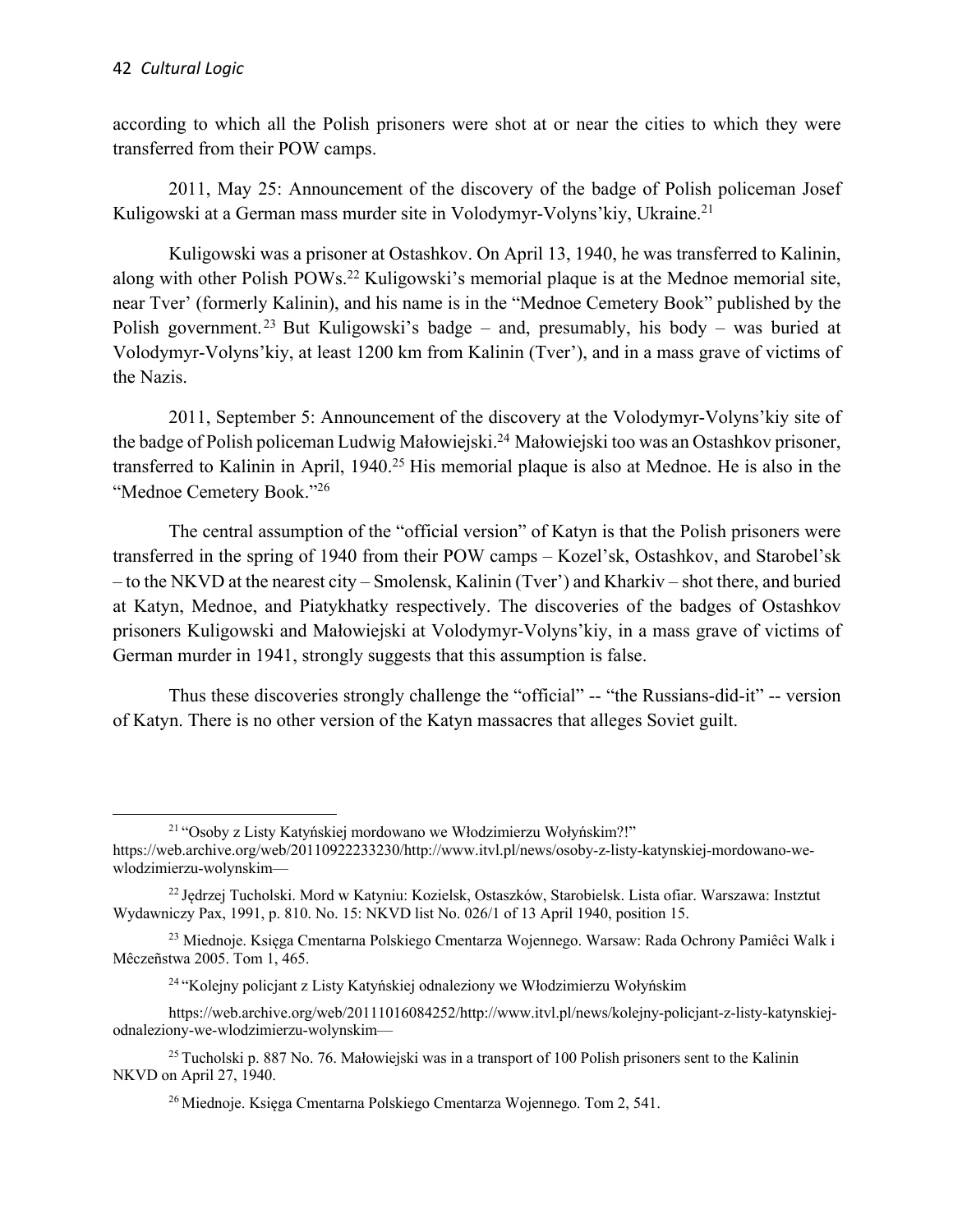according to which all the Polish prisoners were shot at or near the cities to which they were transferred from their POW camps.

2011, May 25: Announcement of the discovery of the badge of Polish policeman Josef Kuligowski at a German mass murder site in Volodymyr-Volyns'kiy, Ukraine.[21]

Kuligowski was a prisoner at Ostashkov. On April 13, 1940, he was transferred to Kalinin, along with other Polish POWs.[22] Kuligowski's memorial plaque is at the Mednoe memorial site, near Tver' (formerly Kalinin), and his name is in the "Mednoe Cemetery Book" published by the Polish government.[23] But Kuligowski's badge – and, presumably, his body – was buried at Volodymyr-Volyns'kiy, at least 1200 km from Kalinin (Tver'), and in a mass grave of victims of the Nazis.

2011, September 5: Announcement of the discovery at the Volodymyr-Volyns'kiy site of the badge of Polish policeman Ludwig Małowiejski.[24] Małowiejski too was an Ostashkov prisoner, transferred to Kalinin in April, 1940.[25] His memorial plaque is also at Mednoe. He is also in the "Mednoe Cemetery Book."[26]

The central assumption of the "official version" of Katyn is that the Polish prisoners were transferred in the spring of 1940 from their POW camps – Kozel'sk, Ostashkov, and Starobel'sk – to the NKVD at the nearest city – Smolensk, Kalinin (Tver') and Kharkiv – shot there, and buried at Katyn, Mednoe, and Piatykhatky respectively. The discoveries of the badges of Ostashkov prisoners Kuligowski and Małowiejski at Volodymyr-Volyns'kiy, in a mass grave of victims of German murder in 1941, strongly suggests that this assumption is false.

Thus these discoveries strongly challenge the "official" -- "the Russians-did-it" -- version of Katyn. There is no other version of the Katyn massacres that alleges Soviet guilt.

---

[21] "Osoby z Listy Katyńskiej mordowano we Włodzimierzu Wołyńskim?!" https://web.archive.org/web/20110922233230/http://www.itvl.pl/news/osoby-z-listy-katynskiej-mordowano-we-wlodzimierzu-wolynskim—

[22] Jędrzej Tucholski. Mord w Katyniu: Kozielsk, Ostaszków, Starobielsk. Lista ofiar. Warszawa: Instztut Wydawniczy Pax, 1991, p. 810. No. 15: NKVD list No. 026/1 of 13 April 1940, position 15.

[23] Miednoje. Księga Cmentarna Polskiego Cmentarza Wojennego. Warsaw: Rada Ochrony Pamiêci Walk i Mêczeństwa 2005. Tom 1, 465.

[24] "Kolejny policjant z Listy Katyńskiej odnaleziony we Włodzimierzu Wołyńskim

https://web.archive.org/web/20111016084252/http://www.itvl.pl/news/kolejny-policjant-z-listy-katynskiej-odnaleziony-we-wlodzimierzu-wolynskim—

[25] Tucholski p. 887 No. 76. Małowiejski was in a transport of 100 Polish prisoners sent to the Kalinin NKVD on April 27, 1940.

[26] Miednoje. Księga Cmentarna Polskiego Cmentarza Wojennego. Tom 2, 541.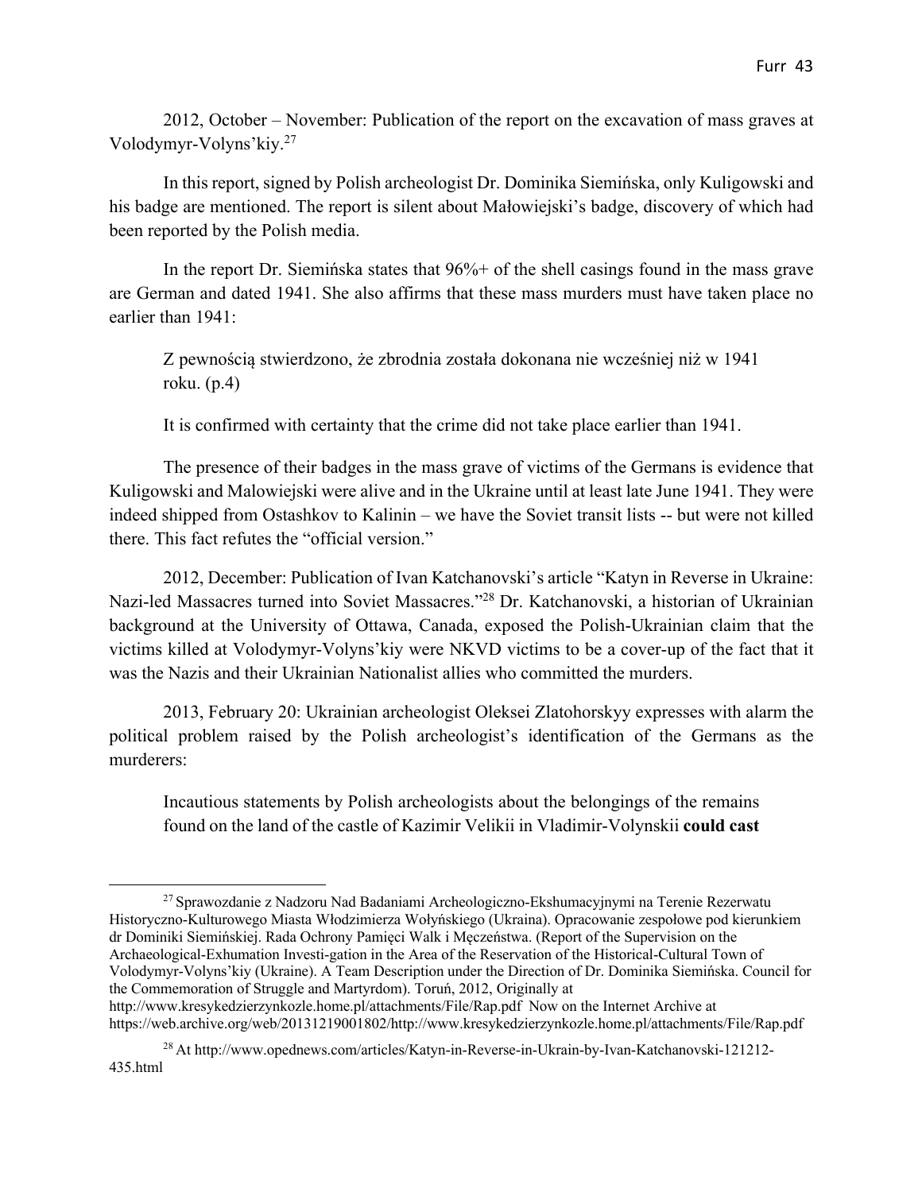2012, October – November: Publication of the report on the excavation of mass graves at Volodymyr-Volyns'kiy.[27]

In this report, signed by Polish archeologist Dr. Dominika Siemińska, only Kuligowski and his badge are mentioned. The report is silent about Małowiejski's badge, discovery of which had been reported by the Polish media.

In the report Dr. Siemińska states that 96%+ of the shell casings found in the mass grave are German and dated 1941. She also affirms that these mass murders must have taken place no earlier than 1941:

> Z pewnością stwierdzono, że zbrodnia została dokonana nie wcześniej niż w 1941 roku. (p.4)
>
> It is confirmed with certainty that the crime did not take place earlier than 1941.

The presence of their badges in the mass grave of victims of the Germans is evidence that Kuligowski and Malowiejski were alive and in the Ukraine until at least late June 1941. They were indeed shipped from Ostashkov to Kalinin – we have the Soviet transit lists -- but were not killed there. This fact refutes the "official version."

2012, December: Publication of Ivan Katchanovski's article "Katyn in Reverse in Ukraine: Nazi-led Massacres turned into Soviet Massacres."[28] Dr. Katchanovski, a historian of Ukrainian background at the University of Ottawa, Canada, exposed the Polish-Ukrainian claim that the victims killed at Volodymyr-Volyns'kiy were NKVD victims to be a cover-up of the fact that it was the Nazis and their Ukrainian Nationalist allies who committed the murders.

2013, February 20: Ukrainian archeologist Oleksei Zlatohorskyy expresses with alarm the political problem raised by the Polish archeologist's identification of the Germans as the murderers:

> Incautious statements by Polish archeologists about the belongings of the remains found on the land of the castle of Kazimir Velikii in Vladimir-Volynskii **could cast**

---

[27] Sprawozdanie z Nadzoru Nad Badaniami Archeologiczno-Ekshumacyjnymi na Terenie Rezerwatu Historyczno-Kulturowego Miasta Włodzimierza Wołyńskiego (Ukraina). Opracowanie zespołowe pod kierunkiem dr Dominiki Siemińskiej. Rada Ochrony Pamięci Walk i Męczeństwa. (Report of the Supervision on the Archaeological-Exhumation Investi-gation in the Area of the Reservation of the Historical-Cultural Town of Volodymyr-Volyns'kiy (Ukraine). A Team Description under the Direction of Dr. Dominika Siemińska. Council for the Commemoration of Struggle and Martyrdom). Toruń, 2012, Originally at http://www.kresykedzierzynkozle.home.pl/attachments/File/Rap.pdf Now on the Internet Archive at https://web.archive.org/web/20131219001802/http://www.kresykedzierzynkozle.home.pl/attachments/File/Rap.pdf

[28] At http://www.opednews.com/articles/Katyn-in-Reverse-in-Ukrain-by-Ivan-Katchanovski-121212-435.html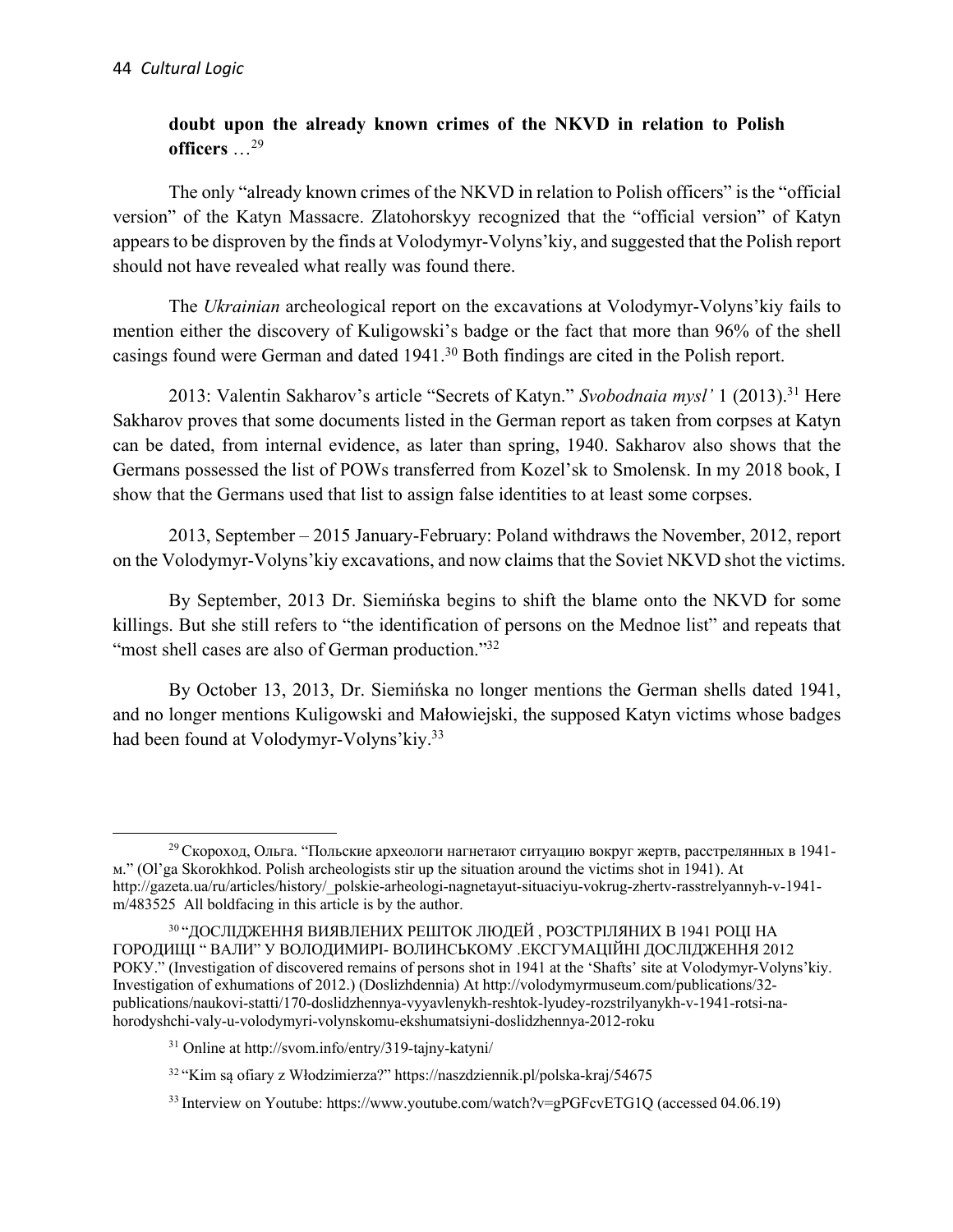**doubt upon the already known crimes of the NKVD in relation to Polish officers** …[29]

The only "already known crimes of the NKVD in relation to Polish officers" is the "official version" of the Katyn Massacre. Zlatohorskyy recognized that the "official version" of Katyn appears to be disproven by the finds at Volodymyr-Volyns'kiy, and suggested that the Polish report should not have revealed what really was found there.

The *Ukrainian* archeological report on the excavations at Volodymyr-Volyns'kiy fails to mention either the discovery of Kuligowski's badge or the fact that more than 96% of the shell casings found were German and dated 1941.[30] Both findings are cited in the Polish report.

2013: Valentin Sakharov's article "Secrets of Katyn." *Svobodnaia mysl'* 1 (2013).[31] Here Sakharov proves that some documents listed in the German report as taken from corpses at Katyn can be dated, from internal evidence, as later than spring, 1940. Sakharov also shows that the Germans possessed the list of POWs transferred from Kozel'sk to Smolensk. In my 2018 book, I show that the Germans used that list to assign false identities to at least some corpses.

2013, September – 2015 January-February: Poland withdraws the November, 2012, report on the Volodymyr-Volyns'kiy excavations, and now claims that the Soviet NKVD shot the victims.

By September, 2013 Dr. Siemińska begins to shift the blame onto the NKVD for some killings. But she still refers to "the identification of persons on the Mednoe list" and repeats that "most shell cases are also of German production."[32]

By October 13, 2013, Dr. Siemińska no longer mentions the German shells dated 1941, and no longer mentions Kuligowski and Małowiejski, the supposed Katyn victims whose badges had been found at Volodymyr-Volyns'kiy.[33]

---

[29] Скороход, Ольга. "Польские археологи нагнетают ситуацию вокруг жертв, расстрелянных в 1941-м." (Ol'ga Skorokhkod. Polish archeologists stir up the situation around the victims shot in 1941). At http://gazeta.ua/ru/articles/history/_polskie-arheologi-nagnetayut-situaciyu-vokrug-zhertv-rasstrelyannyh-v-1941-m/483525 All boldfacing in this article is by the author.

[30] "ДОСЛІДЖЕННЯ ВИЯВЛЕНИХ РЕШТОК ЛЮДЕЙ , РОЗСТРІЛЯНИХ В 1941 РОЦІ НА ГОРОДИЩІ " ВАЛИ" У ВОЛОДИМИРІ- ВОЛИНСЬКОМУ .ЕКСГУМАЦІЙНІ ДОСЛІДЖЕННЯ 2012 РОКУ." (Investigation of discovered remains of persons shot in 1941 at the 'Shafts' site at Volodymyr-Volyns'kiy. Investigation of exhumations of 2012.) (Doslizhdennia) At http://volodymyrmuseum.com/publications/32-publications/naukovi-statti/170-doslidzhennya-vyyavlenykh-reshtok-lyudey-rozstrilyanykh-v-1941-rotsi-na-horodyshchi-valy-u-volodymyri-volynskomu-ekshumatsiyni-doslidzhennya-2012-roku

[31] Online at http://svom.info/entry/319-tajny-katyni/

[32] "Kim są ofiary z Włodzimierza?" https://naszdziennik.pl/polska-kraj/54675

[33] Interview on Youtube: https://www.youtube.com/watch?v=gPGFcvETG1Q (accessed 04.06.19)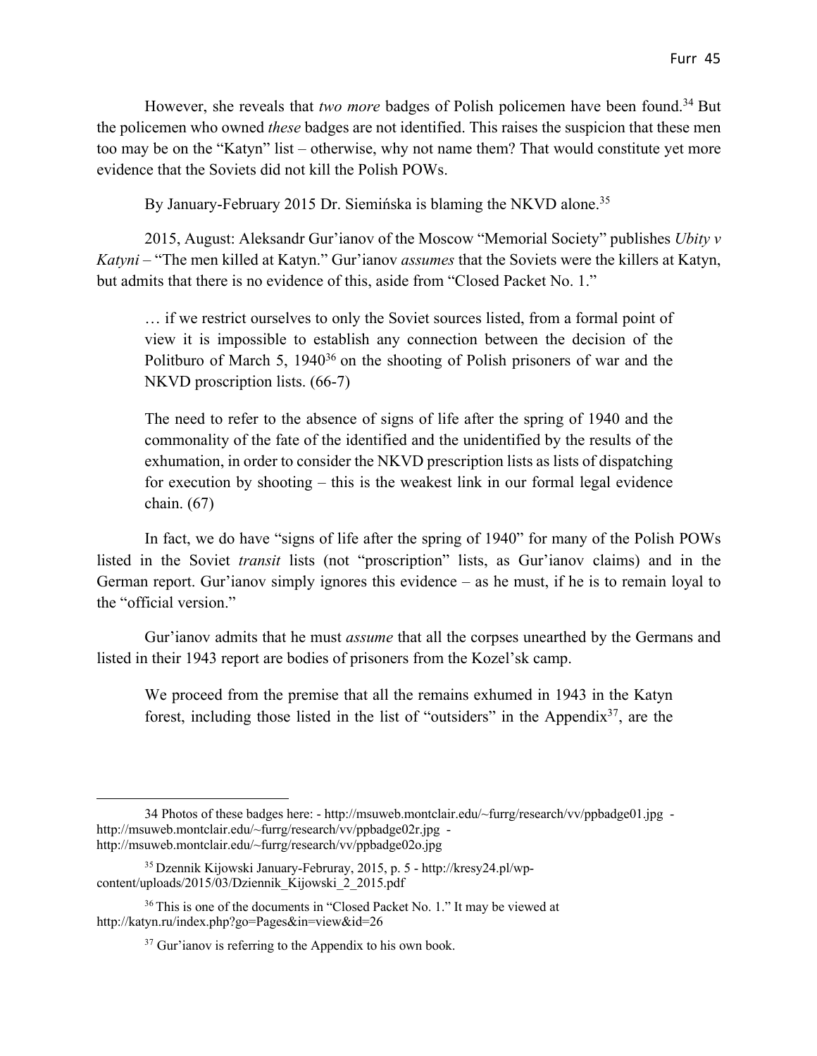However, she reveals that *two more* badges of Polish policemen have been found.[34] But the policemen who owned *these* badges are not identified. This raises the suspicion that these men too may be on the "Katyn" list – otherwise, why not name them? That would constitute yet more evidence that the Soviets did not kill the Polish POWs.

By January-February 2015 Dr. Siemińska is blaming the NKVD alone.[35]

2015, August: Aleksandr Gur'ianov of the Moscow "Memorial Society" publishes *Ubity v Katyni* – "The men killed at Katyn." Gur'ianov *assumes* that the Soviets were the killers at Katyn, but admits that there is no evidence of this, aside from "Closed Packet No. 1."

> … if we restrict ourselves to only the Soviet sources listed, from a formal point of view it is impossible to establish any connection between the decision of the Politburo of March 5, 1940[36] on the shooting of Polish prisoners of war and the NKVD proscription lists. (66-7)
>
> The need to refer to the absence of signs of life after the spring of 1940 and the commonality of the fate of the identified and the unidentified by the results of the exhumation, in order to consider the NKVD prescription lists as lists of dispatching for execution by shooting – this is the weakest link in our formal legal evidence chain. (67)

In fact, we do have "signs of life after the spring of 1940" for many of the Polish POWs listed in the Soviet *transit* lists (not "proscription" lists, as Gur'ianov claims) and in the German report. Gur'ianov simply ignores this evidence – as he must, if he is to remain loyal to the "official version."

Gur'ianov admits that he must *assume* that all the corpses unearthed by the Germans and listed in their 1943 report are bodies of prisoners from the Kozel'sk camp.

> We proceed from the premise that all the remains exhumed in 1943 in the Katyn forest, including those listed in the list of "outsiders" in the Appendix[37], are the

---

34 Photos of these badges here: - http://msuweb.montclair.edu/~furrg/research/vv/ppbadge01.jpg - http://msuweb.montclair.edu/~furrg/research/vv/ppbadge02r.jpg - http://msuweb.montclair.edu/~furrg/research/vv/ppbadge02o.jpg

35 Dzennik Kijowski January-Februray, 2015, p. 5 - http://kresy24.pl/wp-content/uploads/2015/03/Dziennik_Kijowski_2_2015.pdf

36 This is one of the documents in "Closed Packet No. 1." It may be viewed at http://katyn.ru/index.php?go=Pages&in=view&id=26

37 Gur'ianov is referring to the Appendix to his own book.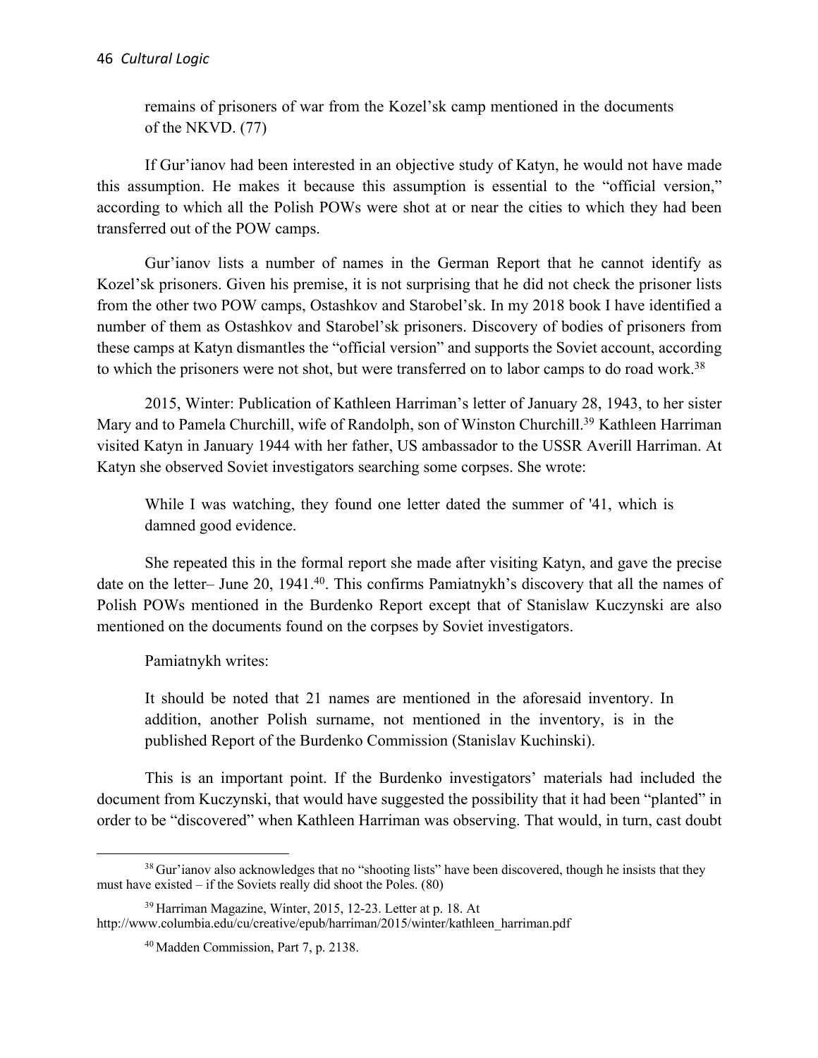remains of prisoners of war from the Kozel'sk camp mentioned in the documents of the NKVD. (77)

If Gur'ianov had been interested in an objective study of Katyn, he would not have made this assumption. He makes it because this assumption is essential to the "official version," according to which all the Polish POWs were shot at or near the cities to which they had been transferred out of the POW camps.

Gur'ianov lists a number of names in the German Report that he cannot identify as Kozel'sk prisoners. Given his premise, it is not surprising that he did not check the prisoner lists from the other two POW camps, Ostashkov and Starobel'sk. In my 2018 book I have identified a number of them as Ostashkov and Starobel'sk prisoners. Discovery of bodies of prisoners from these camps at Katyn dismantles the "official version" and supports the Soviet account, according to which the prisoners were not shot, but were transferred on to labor camps to do road work.[38]

2015, Winter: Publication of Kathleen Harriman's letter of January 28, 1943, to her sister Mary and to Pamela Churchill, wife of Randolph, son of Winston Churchill.[39] Kathleen Harriman visited Katyn in January 1944 with her father, US ambassador to the USSR Averill Harriman. At Katyn she observed Soviet investigators searching some corpses. She wrote:

> While I was watching, they found one letter dated the summer of '41, which is damned good evidence.

She repeated this in the formal report she made after visiting Katyn, and gave the precise date on the letter– June 20, 1941.[40]. This confirms Pamiatnykh's discovery that all the names of Polish POWs mentioned in the Burdenko Report except that of Stanislaw Kuczynski are also mentioned on the documents found on the corpses by Soviet investigators.

Pamiatnykh writes:

> It should be noted that 21 names are mentioned in the aforesaid inventory. In addition, another Polish surname, not mentioned in the inventory, is in the published Report of the Burdenko Commission (Stanislav Kuchinski).

This is an important point. If the Burdenko investigators' materials had included the document from Kuczynski, that would have suggested the possibility that it had been "planted" in order to be "discovered" when Kathleen Harriman was observing. That would, in turn, cast doubt

---

[38] Gur'ianov also acknowledges that no "shooting lists" have been discovered, though he insists that they must have existed – if the Soviets really did shoot the Poles. (80)

[39] Harriman Magazine, Winter, 2015, 12-23. Letter at p. 18. At http://www.columbia.edu/cu/creative/epub/harriman/2015/winter/kathleen_harriman.pdf

[40] Madden Commission, Part 7, p. 2138.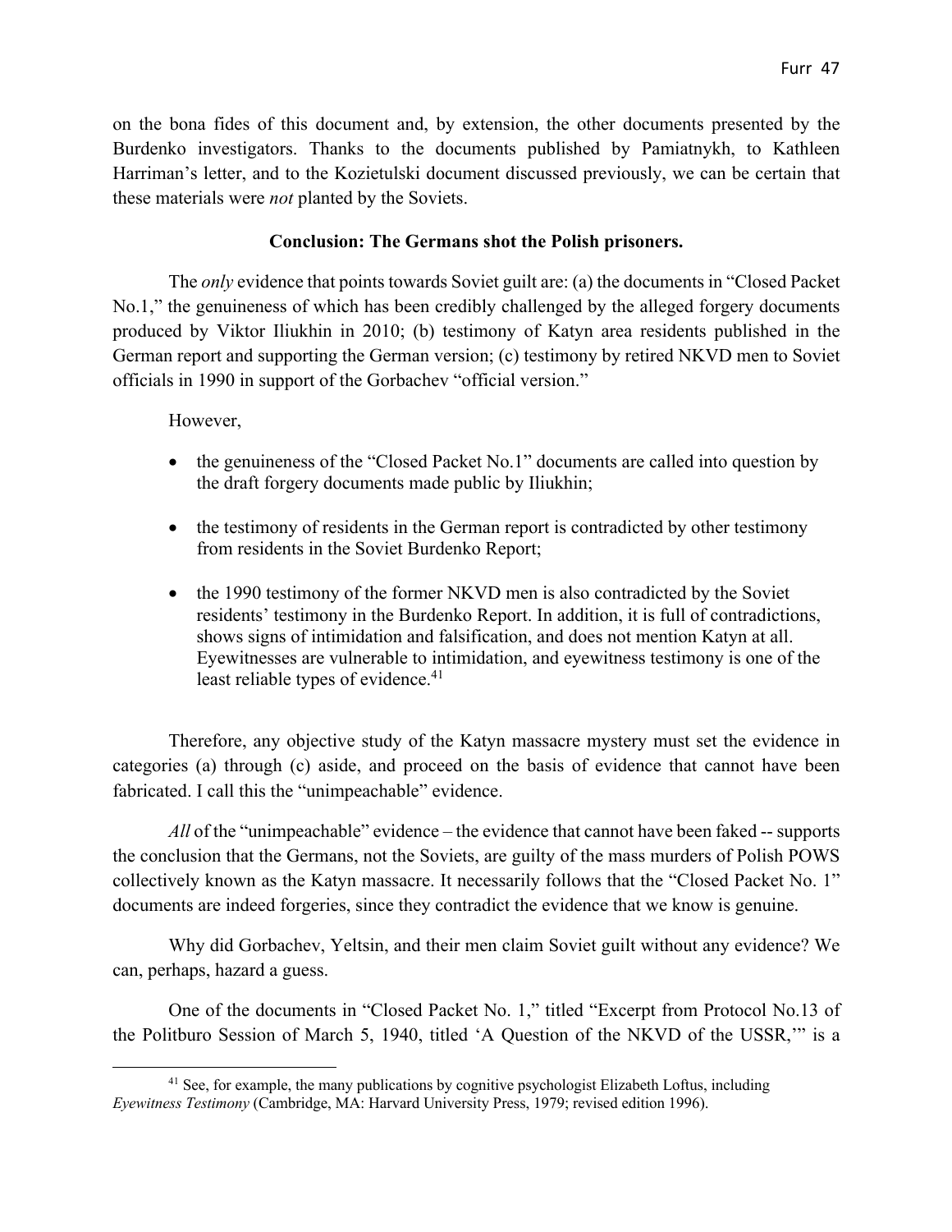on the bona fides of this document and, by extension, the other documents presented by the Burdenko investigators. Thanks to the documents published by Pamiatnykh, to Kathleen Harriman's letter, and to the Kozietulski document discussed previously, we can be certain that these materials were *not* planted by the Soviets.

**Conclusion: The Germans shot the Polish prisoners.**

The *only* evidence that points towards Soviet guilt are: (a) the documents in "Closed Packet No.1," the genuineness of which has been credibly challenged by the alleged forgery documents produced by Viktor Iliukhin in 2010; (b) testimony of Katyn area residents published in the German report and supporting the German version; (c) testimony by retired NKVD men to Soviet officials in 1990 in support of the Gorbachev "official version."

However,

- the genuineness of the "Closed Packet No.1" documents are called into question by the draft forgery documents made public by Iliukhin;
- the testimony of residents in the German report is contradicted by other testimony from residents in the Soviet Burdenko Report;
- the 1990 testimony of the former NKVD men is also contradicted by the Soviet residents' testimony in the Burdenko Report. In addition, it is full of contradictions, shows signs of intimidation and falsification, and does not mention Katyn at all. Eyewitnesses are vulnerable to intimidation, and eyewitness testimony is one of the least reliable types of evidence.[41]

Therefore, any objective study of the Katyn massacre mystery must set the evidence in categories (a) through (c) aside, and proceed on the basis of evidence that cannot have been fabricated. I call this the "unimpeachable" evidence.

*All* of the "unimpeachable" evidence – the evidence that cannot have been faked -- supports the conclusion that the Germans, not the Soviets, are guilty of the mass murders of Polish POWS collectively known as the Katyn massacre. It necessarily follows that the "Closed Packet No. 1" documents are indeed forgeries, since they contradict the evidence that we know is genuine.

Why did Gorbachev, Yeltsin, and their men claim Soviet guilt without any evidence? We can, perhaps, hazard a guess.

One of the documents in "Closed Packet No. 1," titled "Excerpt from Protocol No.13 of the Politburo Session of March 5, 1940, titled 'A Question of the NKVD of the USSR,'" is a

[41] See, for example, the many publications by cognitive psychologist Elizabeth Loftus, including *Eyewitness Testimony* (Cambridge, MA: Harvard University Press, 1979; revised edition 1996).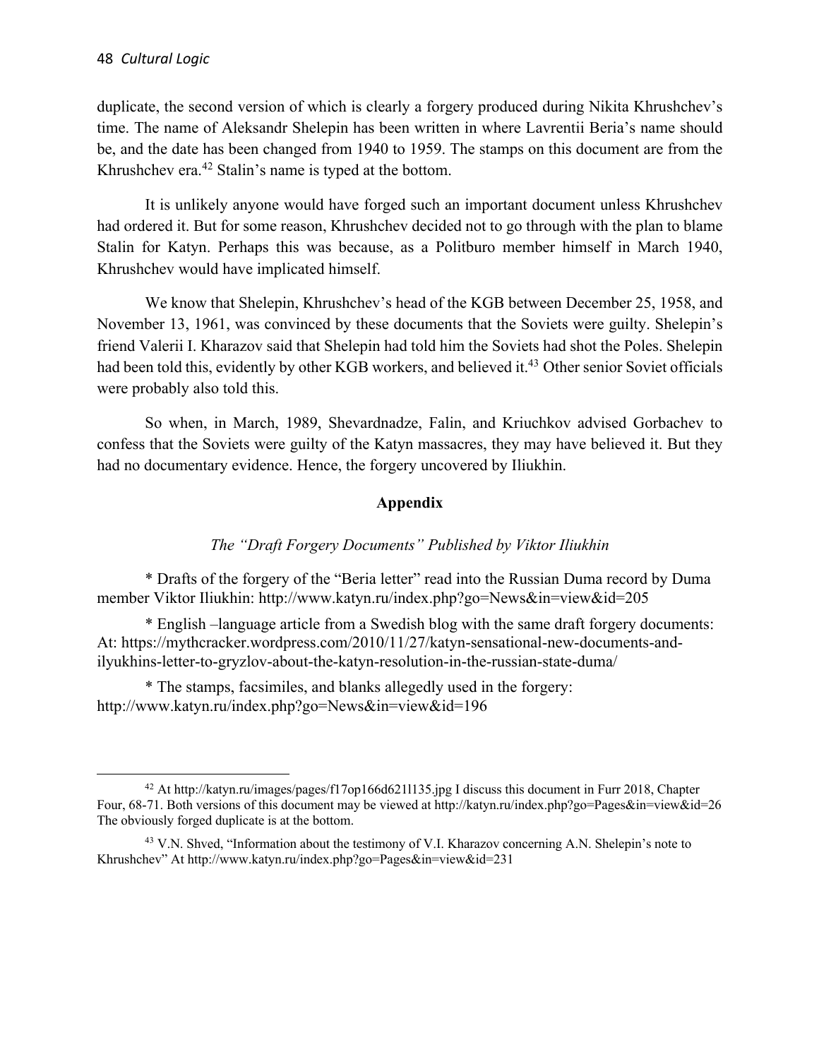duplicate, the second version of which is clearly a forgery produced during Nikita Khrushchev's time. The name of Aleksandr Shelepin has been written in where Lavrentii Beria's name should be, and the date has been changed from 1940 to 1959. The stamps on this document are from the Khrushchev era.[42] Stalin's name is typed at the bottom.

It is unlikely anyone would have forged such an important document unless Khrushchev had ordered it. But for some reason, Khrushchev decided not to go through with the plan to blame Stalin for Katyn. Perhaps this was because, as a Politburo member himself in March 1940, Khrushchev would have implicated himself.

We know that Shelepin, Khrushchev's head of the KGB between December 25, 1958, and November 13, 1961, was convinced by these documents that the Soviets were guilty. Shelepin's friend Valerii I. Kharazov said that Shelepin had told him the Soviets had shot the Poles. Shelepin had been told this, evidently by other KGB workers, and believed it.[43] Other senior Soviet officials were probably also told this.

So when, in March, 1989, Shevardnadze, Falin, and Kriuchkov advised Gorbachev to confess that the Soviets were guilty of the Katyn massacres, they may have believed it. But they had no documentary evidence. Hence, the forgery uncovered by Iliukhin.

## Appendix

### *The "Draft Forgery Documents" Published by Viktor Iliukhin*

* Drafts of the forgery of the "Beria letter" read into the Russian Duma record by Duma member Viktor Iliukhin: http://www.katyn.ru/index.php?go=News&in=view&id=205

* English –language article from a Swedish blog with the same draft forgery documents: At: https://mythcracker.wordpress.com/2010/11/27/katyn-sensational-new-documents-and-ilyukhins-letter-to-gryzlov-about-the-katyn-resolution-in-the-russian-state-duma/

* The stamps, facsimiles, and blanks allegedly used in the forgery: http://www.katyn.ru/index.php?go=News&in=view&id=196

---

[42] At http://katyn.ru/images/pages/f17op166d621l135.jpg I discuss this document in Furr 2018, Chapter Four, 68-71. Both versions of this document may be viewed at http://katyn.ru/index.php?go=Pages&in=view&id=26 The obviously forged duplicate is at the bottom.

[43] V.N. Shved, "Information about the testimony of V.I. Kharazov concerning A.N. Shelepin's note to Khrushchev" At http://www.katyn.ru/index.php?go=Pages&in=view&id=231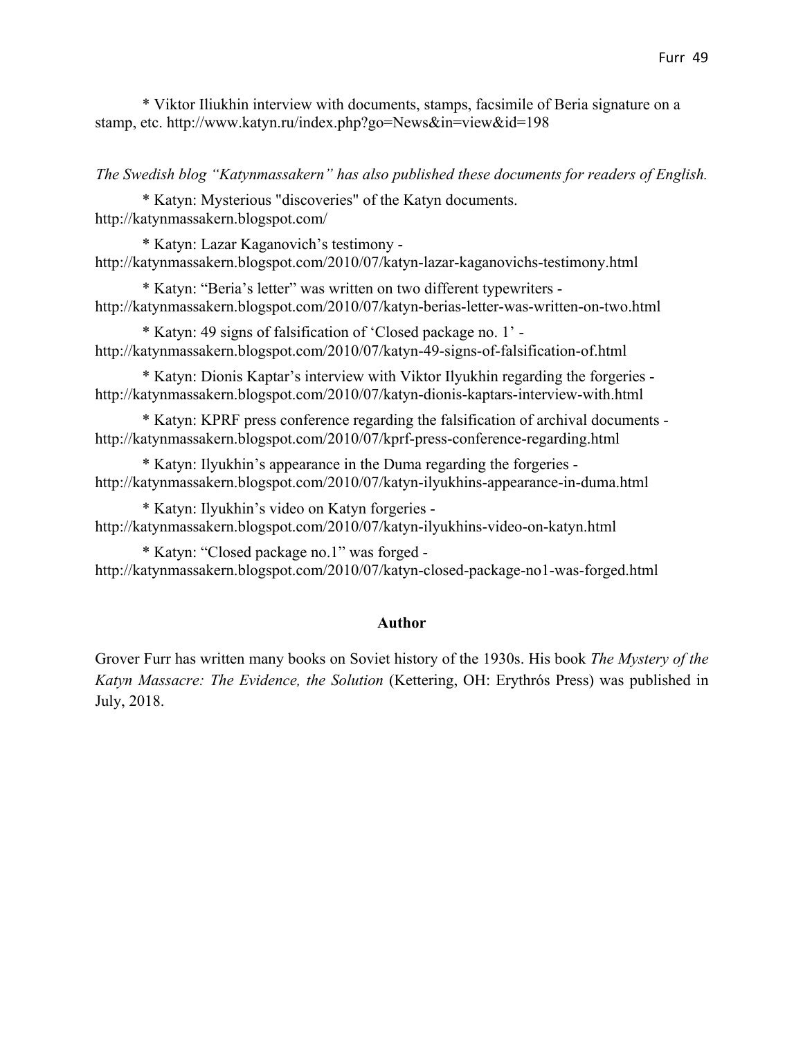* Viktor Iliukhin interview with documents, stamps, facsimile of Beria signature on a stamp, etc. http://www.katyn.ru/index.php?go=News&in=view&id=198

*The Swedish blog "Katynmassakern" has also published these documents for readers of English.*

* Katyn: Mysterious "discoveries" of the Katyn documents. http://katynmassakern.blogspot.com/

* Katyn: Lazar Kaganovich's testimony - http://katynmassakern.blogspot.com/2010/07/katyn-lazar-kaganovichs-testimony.html

* Katyn: "Beria's letter" was written on two different typewriters - http://katynmassakern.blogspot.com/2010/07/katyn-berias-letter-was-written-on-two.html

* Katyn: 49 signs of falsification of 'Closed package no. 1' - http://katynmassakern.blogspot.com/2010/07/katyn-49-signs-of-falsification-of.html

* Katyn: Dionis Kaptar's interview with Viktor Ilyukhin regarding the forgeries - http://katynmassakern.blogspot.com/2010/07/katyn-dionis-kaptars-interview-with.html

* Katyn: KPRF press conference regarding the falsification of archival documents - http://katynmassakern.blogspot.com/2010/07/kprf-press-conference-regarding.html

* Katyn: Ilyukhin's appearance in the Duma regarding the forgeries - http://katynmassakern.blogspot.com/2010/07/katyn-ilyukhins-appearance-in-duma.html

* Katyn: Ilyukhin's video on Katyn forgeries - http://katynmassakern.blogspot.com/2010/07/katyn-ilyukhins-video-on-katyn.html

* Katyn: "Closed package no.1" was forged - http://katynmassakern.blogspot.com/2010/07/katyn-closed-package-no1-was-forged.html

**Author**

Grover Furr has written many books on Soviet history of the 1930s. His book *The Mystery of the Katyn Massacre: The Evidence, the Solution* (Kettering, OH: Erythrós Press) was published in July, 2018.